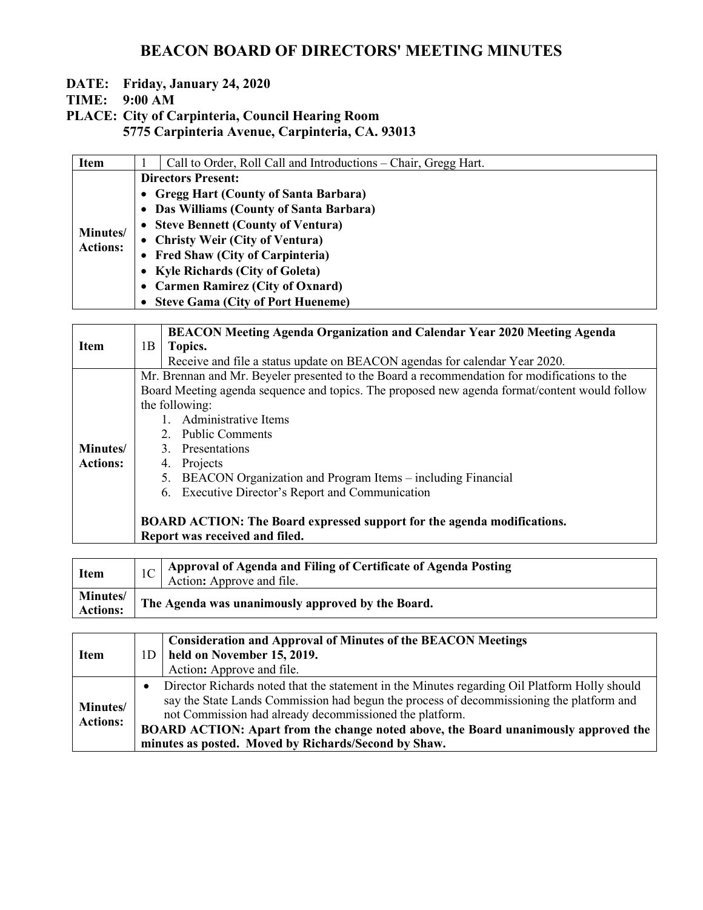# BEACON BOARD OF DIRECTORS' MEETING MINUTES

**DATE: Friday, January 24, 2020**
**TIME: 9:00 AM**
**PLACE: City of Carpinteria, Council Hearing Room**
**5775 Carpinteria Avenue, Carpinteria, CA. 93013**

| **Item** | 1 | Call to Order, Roll Call and Introductions – Chair, Gregg Hart. |
|---|---|---|
| **Minutes/ Actions:** | **Directors Present:**<br>• **Gregg Hart (County of Santa Barbara)**<br>• **Das Williams (County of Santa Barbara)**<br>• **Steve Bennett (County of Ventura)**<br>• **Christy Weir (City of Ventura)**<br>• **Fred Shaw (City of Carpinteria)**<br>• **Kyle Richards (City of Goleta)**<br>• **Carmen Ramirez (City of Oxnard)**<br>• **Steve Gama (City of Port Hueneme)** | |

| **Item** | 1B | **BEACON Meeting Agenda Organization and Calendar Year 2020 Meeting Agenda Topics.**<br>Receive and file a status update on BEACON agendas for calendar Year 2020. |
|---|---|---|
| **Minutes/ Actions:** | Mr. Brennan and Mr. Beyeler presented to the Board a recommendation for modifications to the Board Meeting agenda sequence and topics. The proposed new agenda format/content would follow the following:<br>1. Administrative Items<br>2. Public Comments<br>3. Presentations<br>4. Projects<br>5. BEACON Organization and Program Items – including Financial<br>6. Executive Director's Report and Communication<br><br>**BOARD ACTION: The Board expressed support for the agenda modifications. Report was received and filed.** | |

| **Item** | 1C | **Approval of Agenda and Filing of Certificate of Agenda Posting**<br>Action**:** Approve and file. |
|---|---|---|
| **Minutes/ Actions:** | **The Agenda was unanimously approved by the Board.** | |

| **Item** | 1D | **Consideration and Approval of Minutes of the BEACON Meetings held on November 15, 2019.**<br>Action**:** Approve and file. |
|---|---|---|
| **Minutes/ Actions:** | • Director Richards noted that the statement in the Minutes regarding Oil Platform Holly should say the State Lands Commission had begun the process of decommissioning the platform and not Commission had already decommissioned the platform.<br>**BOARD ACTION: Apart from the change noted above, the Board unanimously approved the minutes as posted. Moved by Richards/Second by Shaw.** | |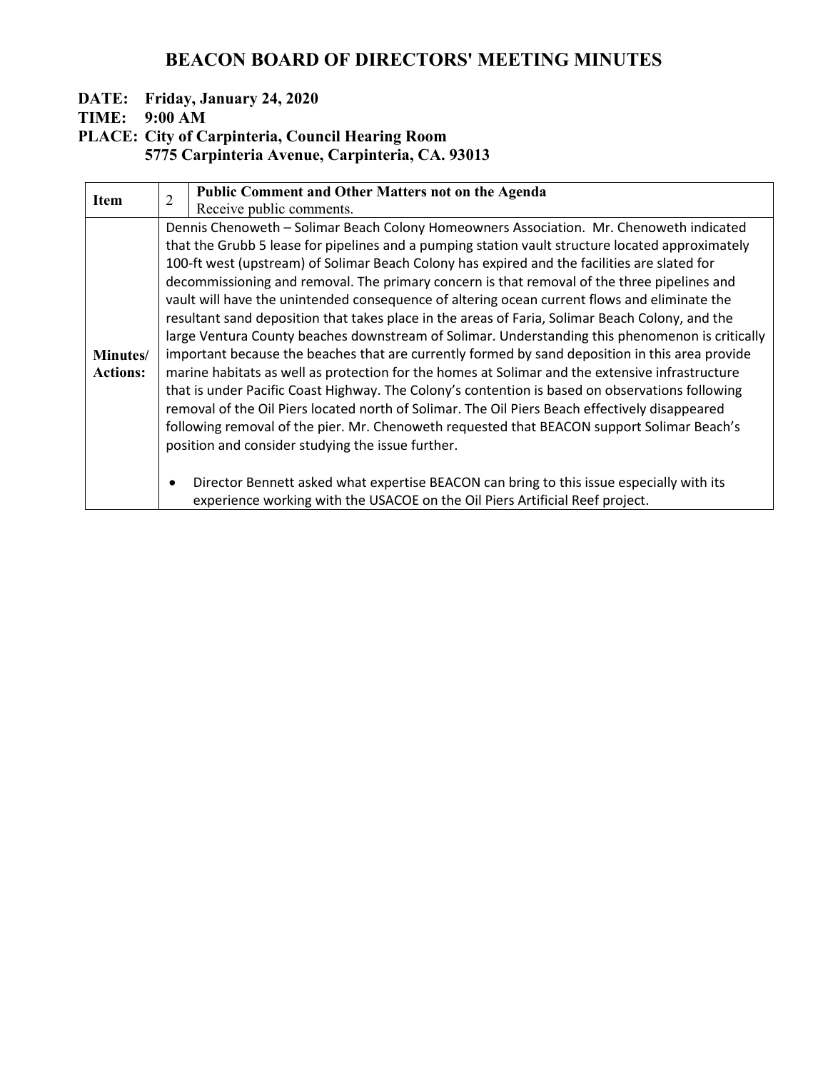# BEACON BOARD OF DIRECTORS' MEETING MINUTES

**DATE: Friday, January 24, 2020**
**TIME: 9:00 AM**
**PLACE: City of Carpinteria, Council Hearing Room**
**5775 Carpinteria Avenue, Carpinteria, CA. 93013**

| Item | 2 | **Public Comment and Other Matters not on the Agenda**<br>Receive public comments. |
|---|---|---|
| **Minutes/ Actions:** | Dennis Chenoweth – Solimar Beach Colony Homeowners Association. Mr. Chenoweth indicated that the Grubb 5 lease for pipelines and a pumping station vault structure located approximately 100-ft west (upstream) of Solimar Beach Colony has expired and the facilities are slated for decommissioning and removal. The primary concern is that removal of the three pipelines and vault will have the unintended consequence of altering ocean current flows and eliminate the resultant sand deposition that takes place in the areas of Faria, Solimar Beach Colony, and the large Ventura County beaches downstream of Solimar. Understanding this phenomenon is critically important because the beaches that are currently formed by sand deposition in this area provide marine habitats as well as protection for the homes at Solimar and the extensive infrastructure that is under Pacific Coast Highway. The Colony's contention is based on observations following removal of the Oil Piers located north of Solimar. The Oil Piers Beach effectively disappeared following removal of the pier. Mr. Chenoweth requested that BEACON support Solimar Beach's position and consider studying the issue further.<br><br>• Director Bennett asked what expertise BEACON can bring to this issue especially with its experience working with the USACOE on the Oil Piers Artificial Reef project. | |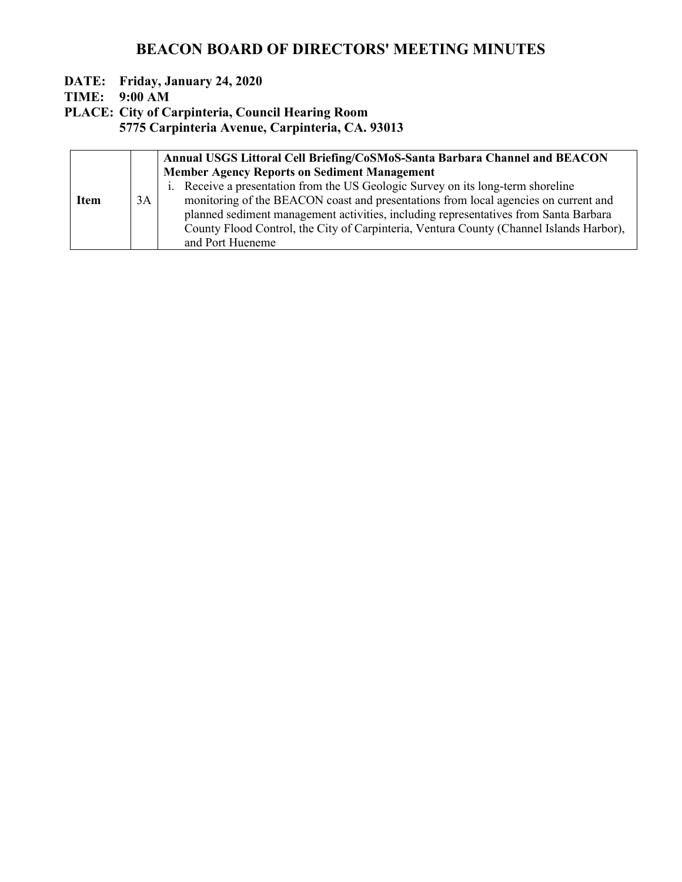# BEACON BOARD OF DIRECTORS' MEETING MINUTES

**DATE: Friday, January 24, 2020**
**TIME: 9:00 AM**
**PLACE: City of Carpinteria, Council Hearing Room**
**5775 Carpinteria Avenue, Carpinteria, CA. 93013**

| | | |
|---|---|---|
| **Item** | 3A | **Annual USGS Littoral Cell Briefing/CoSMoS-Santa Barbara Channel and BEACON Member Agency Reports on Sediment Management**<br>i. Receive a presentation from the US Geologic Survey on its long-term shoreline monitoring of the BEACON coast and presentations from local agencies on current and planned sediment management activities, including representatives from Santa Barbara County Flood Control, the City of Carpinteria, Ventura County (Channel Islands Harbor), and Port Hueneme |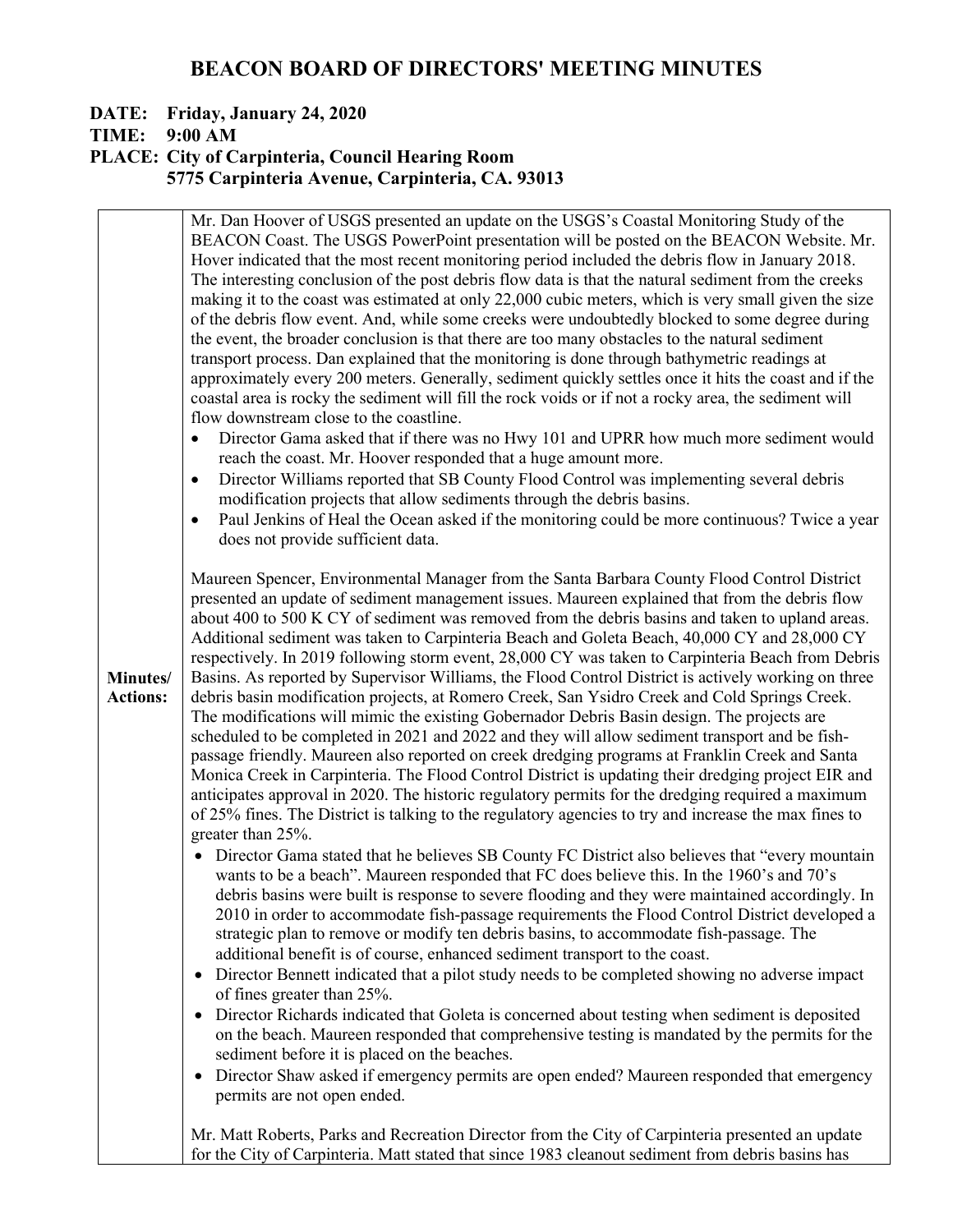# BEACON BOARD OF DIRECTORS' MEETING MINUTES

**DATE: Friday, January 24, 2020**
**TIME: 9:00 AM**
**PLACE: City of Carpinteria, Council Hearing Room**
**5775 Carpinteria Avenue, Carpinteria, CA. 93013**

**Minutes/ Actions:**

Mr. Dan Hoover of USGS presented an update on the USGS's Coastal Monitoring Study of the BEACON Coast. The USGS PowerPoint presentation will be posted on the BEACON Website. Mr. Hover indicated that the most recent monitoring period included the debris flow in January 2018. The interesting conclusion of the post debris flow data is that the natural sediment from the creeks making it to the coast was estimated at only 22,000 cubic meters, which is very small given the size of the debris flow event. And, while some creeks were undoubtedly blocked to some degree during the event, the broader conclusion is that there are too many obstacles to the natural sediment transport process. Dan explained that the monitoring is done through bathymetric readings at approximately every 200 meters. Generally, sediment quickly settles once it hits the coast and if the coastal area is rocky the sediment will fill the rock voids or if not a rocky area, the sediment will flow downstream close to the coastline.

- Director Gama asked that if there was no Hwy 101 and UPRR how much more sediment would reach the coast. Mr. Hoover responded that a huge amount more.
- Director Williams reported that SB County Flood Control was implementing several debris modification projects that allow sediments through the debris basins.
- Paul Jenkins of Heal the Ocean asked if the monitoring could be more continuous? Twice a year does not provide sufficient data.

Maureen Spencer, Environmental Manager from the Santa Barbara County Flood Control District presented an update of sediment management issues. Maureen explained that from the debris flow about 400 to 500 K CY of sediment was removed from the debris basins and taken to upland areas. Additional sediment was taken to Carpinteria Beach and Goleta Beach, 40,000 CY and 28,000 CY respectively. In 2019 following storm event, 28,000 CY was taken to Carpinteria Beach from Debris Basins. As reported by Supervisor Williams, the Flood Control District is actively working on three debris basin modification projects, at Romero Creek, San Ysidro Creek and Cold Springs Creek. The modifications will mimic the existing Gobernador Debris Basin design. The projects are scheduled to be completed in 2021 and 2022 and they will allow sediment transport and be fish-passage friendly. Maureen also reported on creek dredging programs at Franklin Creek and Santa Monica Creek in Carpinteria. The Flood Control District is updating their dredging project EIR and anticipates approval in 2020. The historic regulatory permits for the dredging required a maximum of 25% fines. The District is talking to the regulatory agencies to try and increase the max fines to greater than 25%.

- Director Gama stated that he believes SB County FC District also believes that "every mountain wants to be a beach". Maureen responded that FC does believe this. In the 1960's and 70's debris basins were built is response to severe flooding and they were maintained accordingly. In 2010 in order to accommodate fish-passage requirements the Flood Control District developed a strategic plan to remove or modify ten debris basins, to accommodate fish-passage. The additional benefit is of course, enhanced sediment transport to the coast.
- Director Bennett indicated that a pilot study needs to be completed showing no adverse impact of fines greater than 25%.
- Director Richards indicated that Goleta is concerned about testing when sediment is deposited on the beach. Maureen responded that comprehensive testing is mandated by the permits for the sediment before it is placed on the beaches.
- Director Shaw asked if emergency permits are open ended? Maureen responded that emergency permits are not open ended.

Mr. Matt Roberts, Parks and Recreation Director from the City of Carpinteria presented an update for the City of Carpinteria. Matt stated that since 1983 cleanout sediment from debris basins has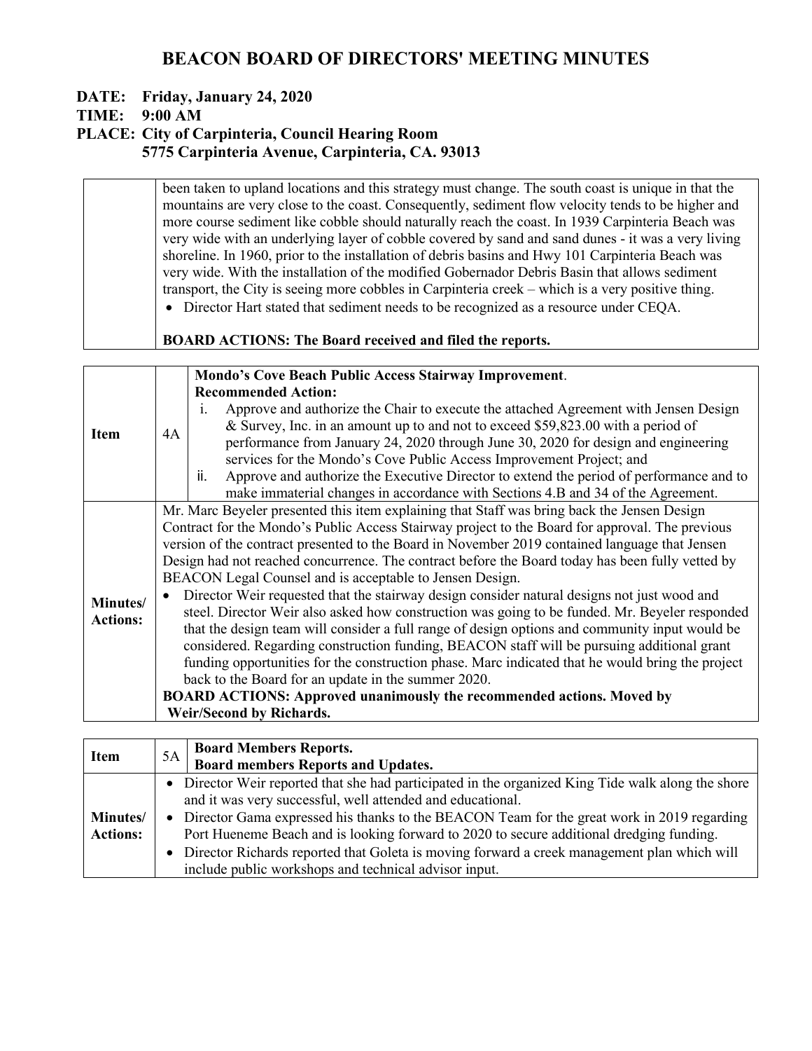# BEACON BOARD OF DIRECTORS' MEETING MINUTES

**DATE: Friday, January 24, 2020**
**TIME: 9:00 AM**
**PLACE: City of Carpinteria, Council Hearing Room**
**5775 Carpinteria Avenue, Carpinteria, CA. 93013**

| | |
|---|---|
| | been taken to upland locations and this strategy must change. The south coast is unique in that the mountains are very close to the coast. Consequently, sediment flow velocity tends to be higher and more course sediment like cobble should naturally reach the coast. In 1939 Carpinteria Beach was very wide with an underlying layer of cobble covered by sand and sand dunes - it was a very living shoreline. In 1960, prior to the installation of debris basins and Hwy 101 Carpinteria Beach was very wide. With the installation of the modified Gobernador Debris Basin that allows sediment transport, the City is seeing more cobbles in Carpinteria creek – which is a very positive thing.<br>• Director Hart stated that sediment needs to be recognized as a resource under CEQA.<br><br>**BOARD ACTIONS: The Board received and filed the reports.** |

| | | |
|---|---|---|
| **Item** | 4A | **Mondo's Cove Beach Public Access Stairway Improvement**.<br>**Recommended Action:**<br>i. Approve and authorize the Chair to execute the attached Agreement with Jensen Design & Survey, Inc. in an amount up to and not to exceed $59,823.00 with a period of performance from January 24, 2020 through June 30, 2020 for design and engineering services for the Mondo's Cove Public Access Improvement Project; and<br>ii. Approve and authorize the Executive Director to extend the period of performance and to make immaterial changes in accordance with Sections 4.B and 34 of the Agreement. |
| **Minutes/ Actions:** | | Mr. Marc Beyeler presented this item explaining that Staff was bring back the Jensen Design Contract for the Mondo's Public Access Stairway project to the Board for approval. The previous version of the contract presented to the Board in November 2019 contained language that Jensen Design had not reached concurrence. The contract before the Board today has been fully vetted by BEACON Legal Counsel and is acceptable to Jensen Design.<br>• Director Weir requested that the stairway design consider natural designs not just wood and steel. Director Weir also asked how construction was going to be funded. Mr. Beyeler responded that the design team will consider a full range of design options and community input would be considered. Regarding construction funding, BEACON staff will be pursuing additional grant funding opportunities for the construction phase. Marc indicated that he would bring the project back to the Board for an update in the summer 2020.<br>**BOARD ACTIONS: Approved unanimously the recommended actions. Moved by Weir/Second by Richards.** |

| | | |
|---|---|---|
| **Item** | 5A | **Board Members Reports.**<br>**Board members Reports and Updates.** |
| **Minutes/ Actions:** | | • Director Weir reported that she had participated in the organized King Tide walk along the shore and it was very successful, well attended and educational.<br>• Director Gama expressed his thanks to the BEACON Team for the great work in 2019 regarding Port Hueneme Beach and is looking forward to 2020 to secure additional dredging funding.<br>• Director Richards reported that Goleta is moving forward a creek management plan which will include public workshops and technical advisor input. |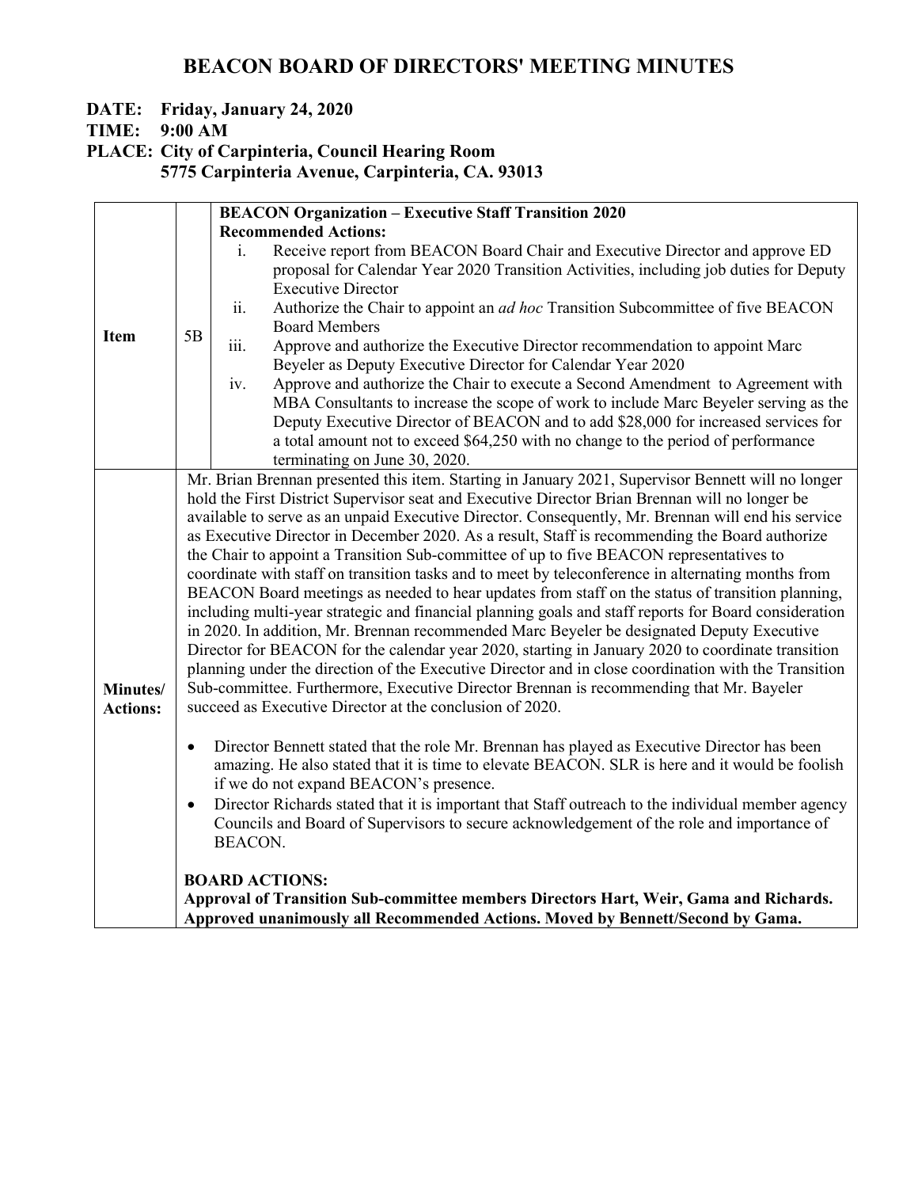# BEACON BOARD OF DIRECTORS' MEETING MINUTES

**DATE: Friday, January 24, 2020**
**TIME: 9:00 AM**
**PLACE: City of Carpinteria, Council Hearing Room**
**5775 Carpinteria Avenue, Carpinteria, CA. 93013**

| | | |
|---|---|---|
| **Item** | 5B | **BEACON Organization – Executive Staff Transition 2020**<br>**Recommended Actions:**<br>i. Receive report from BEACON Board Chair and Executive Director and approve ED proposal for Calendar Year 2020 Transition Activities, including job duties for Deputy Executive Director<br>ii. Authorize the Chair to appoint an *ad hoc* Transition Subcommittee of five BEACON Board Members<br>iii. Approve and authorize the Executive Director recommendation to appoint Marc Beyeler as Deputy Executive Director for Calendar Year 2020<br>iv. Approve and authorize the Chair to execute a Second Amendment to Agreement with MBA Consultants to increase the scope of work to include Marc Beyeler serving as the Deputy Executive Director of BEACON and to add $28,000 for increased services for a total amount not to exceed $64,250 with no change to the period of performance terminating on June 30, 2020. |
| **Minutes/ Actions:** | | Mr. Brian Brennan presented this item. Starting in January 2021, Supervisor Bennett will no longer hold the First District Supervisor seat and Executive Director Brian Brennan will no longer be available to serve as an unpaid Executive Director. Consequently, Mr. Brennan will end his service as Executive Director in December 2020. As a result, Staff is recommending the Board authorize the Chair to appoint a Transition Sub-committee of up to five BEACON representatives to coordinate with staff on transition tasks and to meet by teleconference in alternating months from BEACON Board meetings as needed to hear updates from staff on the status of transition planning, including multi-year strategic and financial planning goals and staff reports for Board consideration in 2020. In addition, Mr. Brennan recommended Marc Beyeler be designated Deputy Executive Director for BEACON for the calendar year 2020, starting in January 2020 to coordinate transition planning under the direction of the Executive Director and in close coordination with the Transition Sub-committee. Furthermore, Executive Director Brennan is recommending that Mr. Bayeler succeed as Executive Director at the conclusion of 2020.<br><br>• Director Bennett stated that the role Mr. Brennan has played as Executive Director has been amazing. He also stated that it is time to elevate BEACON. SLR is here and it would be foolish if we do not expand BEACON's presence.<br>• Director Richards stated that it is important that Staff outreach to the individual member agency Councils and Board of Supervisors to secure acknowledgement of the role and importance of BEACON.<br><br>**BOARD ACTIONS:**<br>**Approval of Transition Sub-committee members Directors Hart, Weir, Gama and Richards. Approved unanimously all Recommended Actions. Moved by Bennett/Second by Gama.** |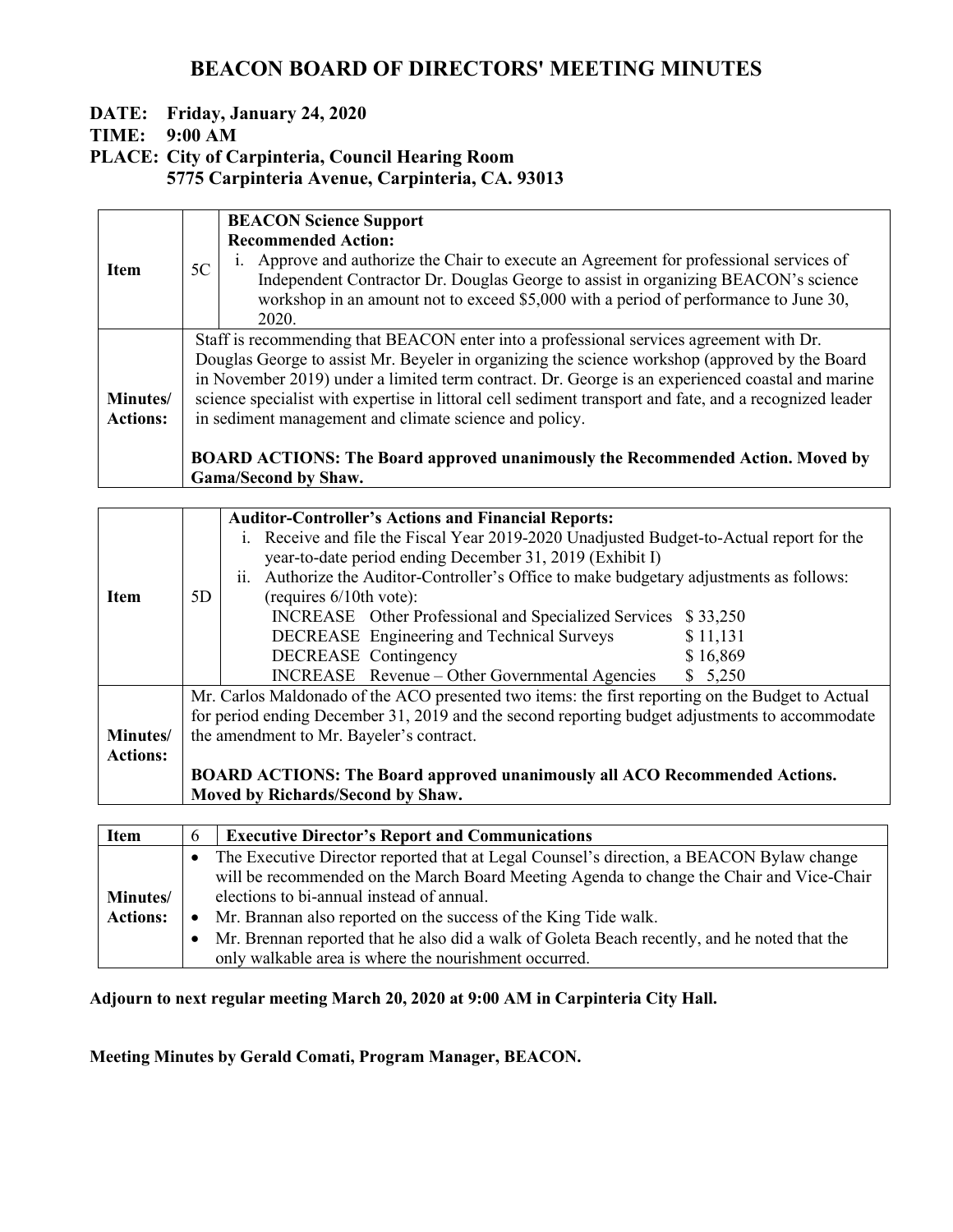# BEACON BOARD OF DIRECTORS' MEETING MINUTES

**DATE: Friday, January 24, 2020**
**TIME: 9:00 AM**
**PLACE: City of Carpinteria, Council Hearing Room**
**5775 Carpinteria Avenue, Carpinteria, CA. 93013**

| | | |
|---|---|---|
| **Item** | 5C | **BEACON Science Support**<br>**Recommended Action:**<br>i. Approve and authorize the Chair to execute an Agreement for professional services of Independent Contractor Dr. Douglas George to assist in organizing BEACON's science workshop in an amount not to exceed $5,000 with a period of performance to June 30, 2020. |
| **Minutes/ Actions:** | Staff is recommending that BEACON enter into a professional services agreement with Dr. Douglas George to assist Mr. Beyeler in organizing the science workshop (approved by the Board in November 2019) under a limited term contract. Dr. George is an experienced coastal and marine science specialist with expertise in littoral cell sediment transport and fate, and a recognized leader in sediment management and climate science and policy.<br><br>**BOARD ACTIONS: The Board approved unanimously the Recommended Action. Moved by Gama/Second by Shaw.** | |

| | | |
|---|---|---|
| **Item** | 5D | **Auditor-Controller's Actions and Financial Reports:**<br>i. Receive and file the Fiscal Year 2019-2020 Unadjusted Budget-to-Actual report for the year-to-date period ending December 31, 2019 (Exhibit I)<br>ii. Authorize the Auditor-Controller's Office to make budgetary adjustments as follows: (requires 6/10th vote):<br>INCREASE Other Professional and Specialized Services $ 33,250<br>DECREASE Engineering and Technical Surveys $ 11,131<br>DECREASE Contingency $ 16,869<br>INCREASE Revenue – Other Governmental Agencies $ 5,250 |
| **Minutes/ Actions:** | Mr. Carlos Maldonado of the ACO presented two items: the first reporting on the Budget to Actual for period ending December 31, 2019 and the second reporting budget adjustments to accommodate the amendment to Mr. Bayeler's contract.<br><br>**BOARD ACTIONS: The Board approved unanimously all ACO Recommended Actions. Moved by Richards/Second by Shaw.** | |

| **Item** | 6 | **Executive Director's Report and Communications** |
|---|---|---|
| **Minutes/ Actions:** | • The Executive Director reported that at Legal Counsel's direction, a BEACON Bylaw change will be recommended on the March Board Meeting Agenda to change the Chair and Vice-Chair elections to bi-annual instead of annual.<br>• Mr. Brannan also reported on the success of the King Tide walk.<br>• Mr. Brennan reported that he also did a walk of Goleta Beach recently, and he noted that the only walkable area is where the nourishment occurred. | |

**Adjourn to next regular meeting March 20, 2020 at 9:00 AM in Carpinteria City Hall.**

**Meeting Minutes by Gerald Comati, Program Manager, BEACON.**